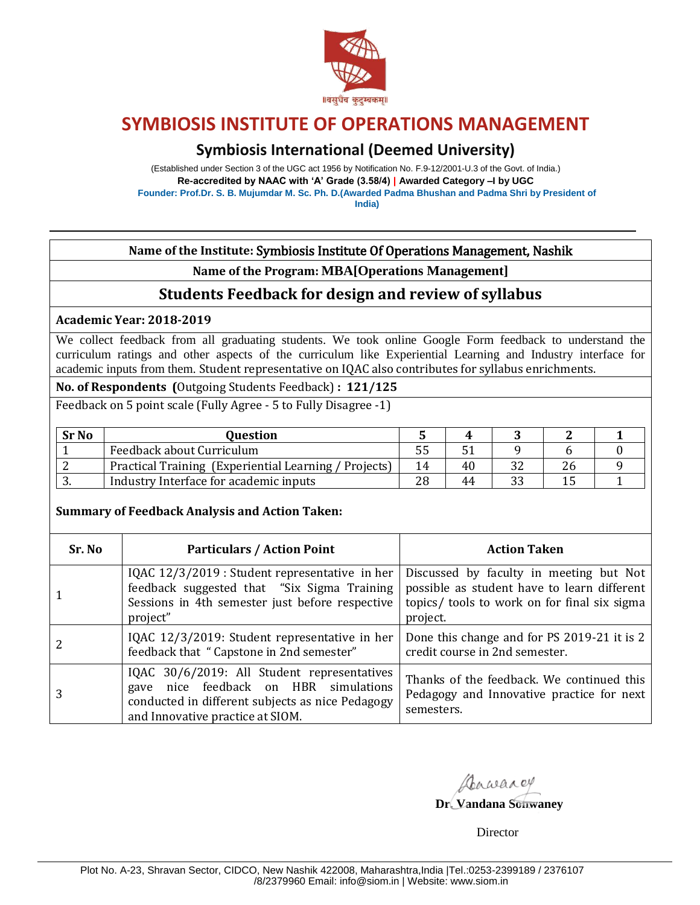# SYMBIOSIS INSTITUTE OF OPERATIONS MANAGEMENT

## Symbiosis International (Deemed University)

(Established under Section 3 of the UGC act 1956 by Notification No. F.9-12/2001-U.3 of the Govt. of India.)

**Re-accredited by NAAC with 'A' Grade (3.58/4) | Awarded Category –I by UGC**

**Founder: Prof.Dr. S. B. Mujumdar M. Sc. Ph. D.(Awarded Padma Bhushan and Padma Shri by President of India)**

---

**Name of the Institute:** Symbiosis Institute Of Operations Management, Nashik

**Name of the Program: MBA[Operations Management]**

## Students Feedback for design and review of syllabus

**Academic Year: 2018-2019**

We collect feedback from all graduating students. We took online Google Form feedback to understand the curriculum ratings and other aspects of the curriculum like Experiential Learning and Industry interface for academic inputs from them. Student representative on IQAC also contributes for syllabus enrichments.

**No. of Respondents (**Outgoing Students Feedback) **: 121/125**

Feedback on 5 point scale (Fully Agree - 5 to Fully Disagree -1)

| Sr No | Question | 5 | 4 | 3 | 2 | 1 |
|---|---|---|---|---|---|---|
| 1 | Feedback about Curriculum | 55 | 51 | 9 | 6 | 0 |
| 2 | Practical Training (Experiential Learning / Projects) | 14 | 40 | 32 | 26 | 9 |
| 3. | Industry Interface for academic inputs | 28 | 44 | 33 | 15 | 1 |

**Summary of Feedback Analysis and Action Taken:**

| Sr. No | Particulars / Action Point | Action Taken |
|---|---|---|
| 1 | IQAC 12/3/2019 : Student representative in her feedback suggested that "Six Sigma Training Sessions in 4th semester just before respective project" | Discussed by faculty in meeting but Not possible as student have to learn different topics/ tools to work on for final six sigma project. |
| 2 | IQAC 12/3/2019: Student representative in her feedback that " Capstone in 2nd semester" | Done this change and for PS 2019-21 it is 2 credit course in 2nd semester. |
| 3 | IQAC 30/6/2019: All Student representatives gave nice feedback on HBR simulations conducted in different subjects as nice Pedagogy and Innovative practice at SIOM. | Thanks of the feedback. We continued this Pedagogy and Innovative practice for next semesters. |

**Dr. Vandana Sonwaney**

Director

Plot No. A-23, Shravan Sector, CIDCO, New Nashik 422008, Maharashtra,India |Tel.:0253-2399189 / 2376107 /8/2379960 Email: info@siom.in | Website: www.siom.in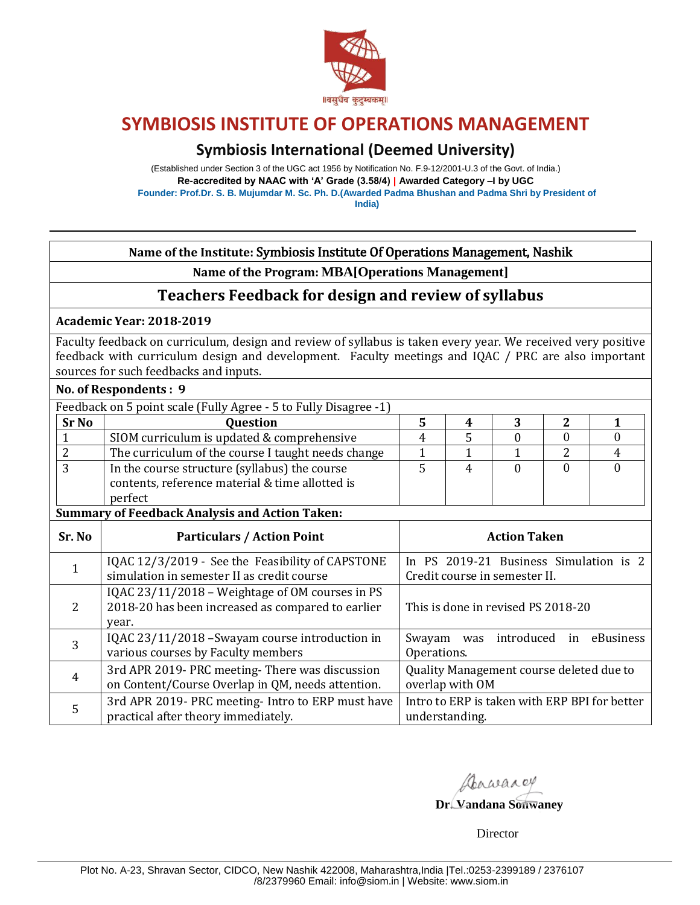||वसुधैव कुटुम्बकम्||

# SYMBIOSIS INSTITUTE OF OPERATIONS MANAGEMENT

## Symbiosis International (Deemed University)

(Established under Section 3 of the UGC act 1956 by Notification No. F.9-12/2001-U.3 of the Govt. of India.)

**Re-accredited by NAAC with 'A' Grade (3.58/4) | Awarded Category –I by UGC**

**Founder: Prof.Dr. S. B. Mujumdar M. Sc. Ph. D.(Awarded Padma Bhushan and Padma Shri by President of India)**

---

**Name of the Institute:** Symbiosis Institute Of Operations Management, Nashik

**Name of the Program: MBA[Operations Management]**

## Teachers Feedback for design and review of syllabus

**Academic Year: 2018-2019**

Faculty feedback on curriculum, design and review of syllabus is taken every year. We received very positive feedback with curriculum design and development. Faculty meetings and IQAC / PRC are also important sources for such feedbacks and inputs.

**No. of Respondents : 9**

Feedback on 5 point scale (Fully Agree - 5 to Fully Disagree -1)

| Sr No | Question | 5 | 4 | 3 | 2 | 1 |
|---|---|---|---|---|---|---|
| 1 | SIOM curriculum is updated & comprehensive | 4 | 5 | 0 | 0 | 0 |
| 2 | The curriculum of the course I taught needs change | 1 | 1 | 1 | 2 | 4 |
| 3 | In the course structure (syllabus) the course contents, reference material & time allotted is perfect | 5 | 4 | 0 | 0 | 0 |

**Summary of Feedback Analysis and Action Taken:**

| Sr. No | Particulars / Action Point | Action Taken |
|---|---|---|
| 1 | IQAC 12/3/2019 - See the Feasibility of CAPSTONE simulation in semester II as credit course | In PS 2019-21 Business Simulation is 2 Credit course in semester II. |
| 2 | IQAC 23/11/2018 – Weightage of OM courses in PS 2018-20 has been increased as compared to earlier year. | This is done in revised PS 2018-20 |
| 3 | IQAC 23/11/2018 –Swayam course introduction in various courses by Faculty members | Swayam was introduced in eBusiness Operations. |
| 4 | 3rd APR 2019- PRC meeting- There was discussion on Content/Course Overlap in QM, needs attention. | Quality Management course deleted due to overlap with OM |
| 5 | 3rd APR 2019- PRC meeting- Intro to ERP must have practical after theory immediately. | Intro to ERP is taken with ERP BPI for better understanding. |

**Dr. Vandana Sonwaney**

Director

Plot No. A-23, Shravan Sector, CIDCO, New Nashik 422008, Maharashtra,India |Tel.:0253-2399189 / 2376107 /8/2379960 Email: info@siom.in | Website: www.siom.in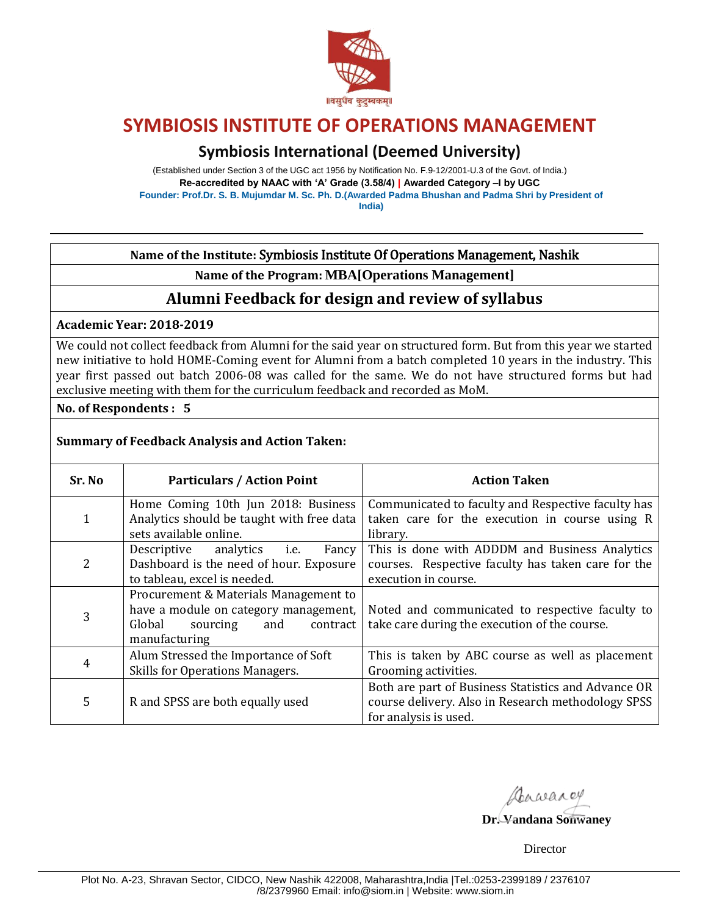॥वसुधैव कुटुम्बकम्॥

# SYMBIOSIS INSTITUTE OF OPERATIONS MANAGEMENT

## Symbiosis International (Deemed University)

(Established under Section 3 of the UGC act 1956 by Notification No. F.9-12/2001-U.3 of the Govt. of India.)

**Re-accredited by NAAC with 'A' Grade (3.58/4) | Awarded Category –I by UGC**

**Founder: Prof.Dr. S. B. Mujumdar M. Sc. Ph. D.(Awarded Padma Bhushan and Padma Shri by President of India)**

---

**Name of the Institute:** Symbiosis Institute Of Operations Management, Nashik

**Name of the Program: MBA[Operations Management]**

## Alumni Feedback for design and review of syllabus

**Academic Year: 2018-2019**

We could not collect feedback from Alumni for the said year on structured form. But from this year we started new initiative to hold HOME-Coming event for Alumni from a batch completed 10 years in the industry. This year first passed out batch 2006-08 was called for the same. We do not have structured forms but had exclusive meeting with them for the curriculum feedback and recorded as MoM.

**No. of Respondents : 5**

**Summary of Feedback Analysis and Action Taken:**

| Sr. No | Particulars / Action Point | Action Taken |
|---|---|---|
| 1 | Home Coming 10th Jun 2018: Business Analytics should be taught with free data sets available online. | Communicated to faculty and Respective faculty has taken care for the execution in course using R library. |
| 2 | Descriptive analytics i.e. Fancy Dashboard is the need of hour. Exposure to tableau, excel is needed. | This is done with ADDDM and Business Analytics courses. Respective faculty has taken care for the execution in course. |
| 3 | Procurement & Materials Management to have a module on category management, Global sourcing and contract manufacturing | Noted and communicated to respective faculty to take care during the execution of the course. |
| 4 | Alum Stressed the Importance of Soft Skills for Operations Managers. | This is taken by ABC course as well as placement Grooming activities. |
| 5 | R and SPSS are both equally used | Both are part of Business Statistics and Advance OR course delivery. Also in Research methodology SPSS for analysis is used. |

Dr. Vandana Sonwaney

Director

Plot No. A-23, Shravan Sector, CIDCO, New Nashik 422008, Maharashtra,India |Tel.:0253-2399189 / 2376107 /8/2379960 Email: info@siom.in | Website: www.siom.in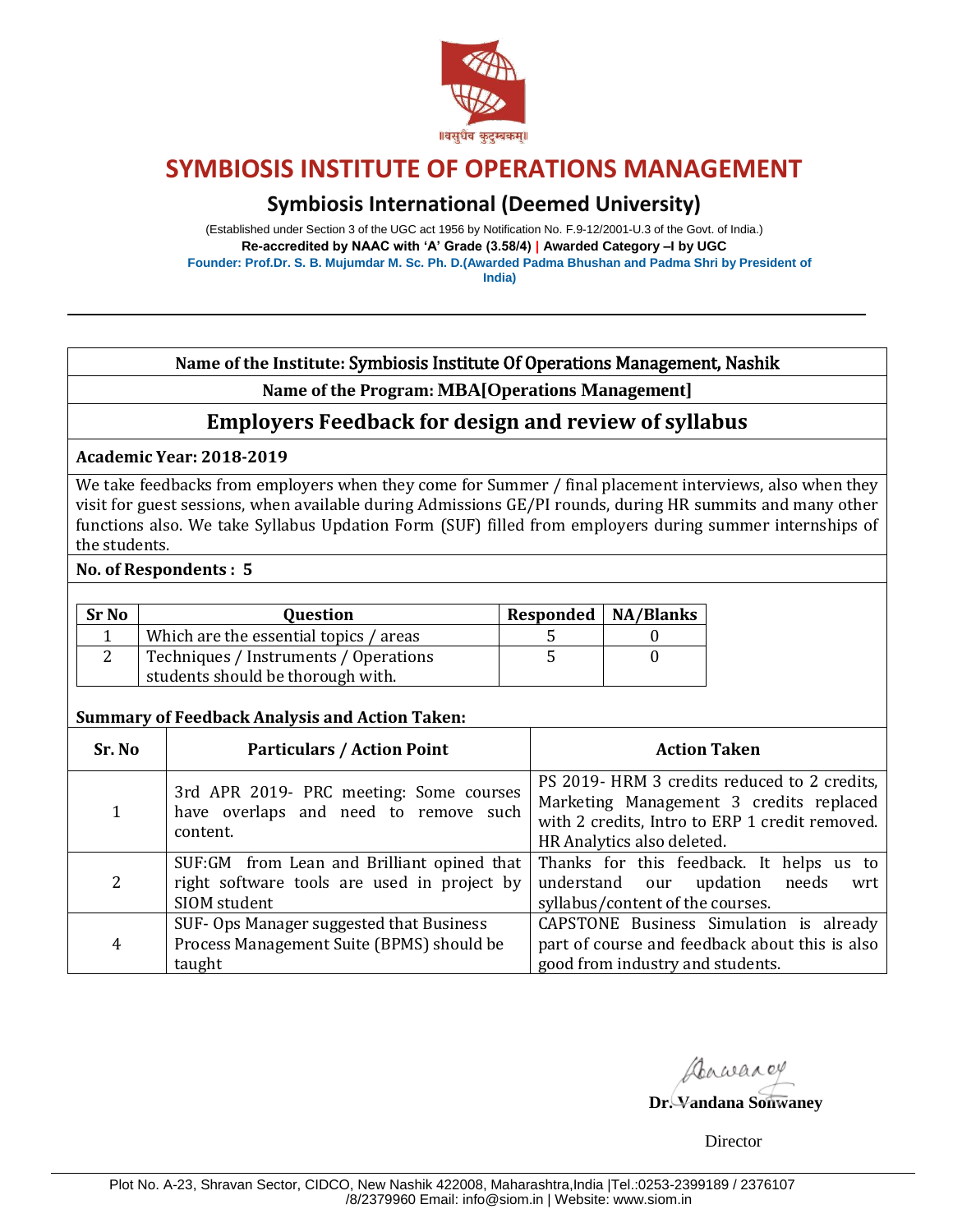# SYMBIOSIS INSTITUTE OF OPERATIONS MANAGEMENT

## Symbiosis International (Deemed University)

(Established under Section 3 of the UGC act 1956 by Notification No. F.9-12/2001-U.3 of the Govt. of India.)

**Re-accredited by NAAC with 'A' Grade (3.58/4) | Awarded Category –I by UGC**

**Founder: Prof.Dr. S. B. Mujumdar M. Sc. Ph. D.(Awarded Padma Bhushan and Padma Shri by President of India)**

---

**Name of the Institute:** Symbiosis Institute Of Operations Management, Nashik

**Name of the Program: MBA[Operations Management]**

### Employers Feedback for design and review of syllabus

**Academic Year: 2018-2019**

We take feedbacks from employers when they come for Summer / final placement interviews, also when they visit for guest sessions, when available during Admissions GE/PI rounds, during HR summits and many other functions also. We take Syllabus Updation Form (SUF) filled from employers during summer internships of the students.

**No. of Respondents : 5**

| Sr No | Question | Responded | NA/Blanks |
|---|---|---|---|
| 1 | Which are the essential topics / areas | 5 | 0 |
| 2 | Techniques / Instruments / Operations students should be thorough with. | 5 | 0 |

**Summary of Feedback Analysis and Action Taken:**

| Sr. No | Particulars / Action Point | Action Taken |
|---|---|---|
| 1 | 3rd APR 2019- PRC meeting: Some courses have overlaps and need to remove such content. | PS 2019- HRM 3 credits reduced to 2 credits, Marketing Management 3 credits replaced with 2 credits, Intro to ERP 1 credit removed. HR Analytics also deleted. |
| 2 | SUF:GM from Lean and Brilliant opined that right software tools are used in project by SIOM student | Thanks for this feedback. It helps us to understand our updation needs wrt syllabus/content of the courses. |
| 4 | SUF- Ops Manager suggested that Business Process Management Suite (BPMS) should be taught | CAPSTONE Business Simulation is already part of course and feedback about this is also good from industry and students. |

**Dr. Vandana Sonwaney**

Director

Plot No. A-23, Shravan Sector, CIDCO, New Nashik 422008, Maharashtra,India |Tel.:0253-2399189 / 2376107 /8/2379960 Email: info@siom.in | Website: www.siom.in